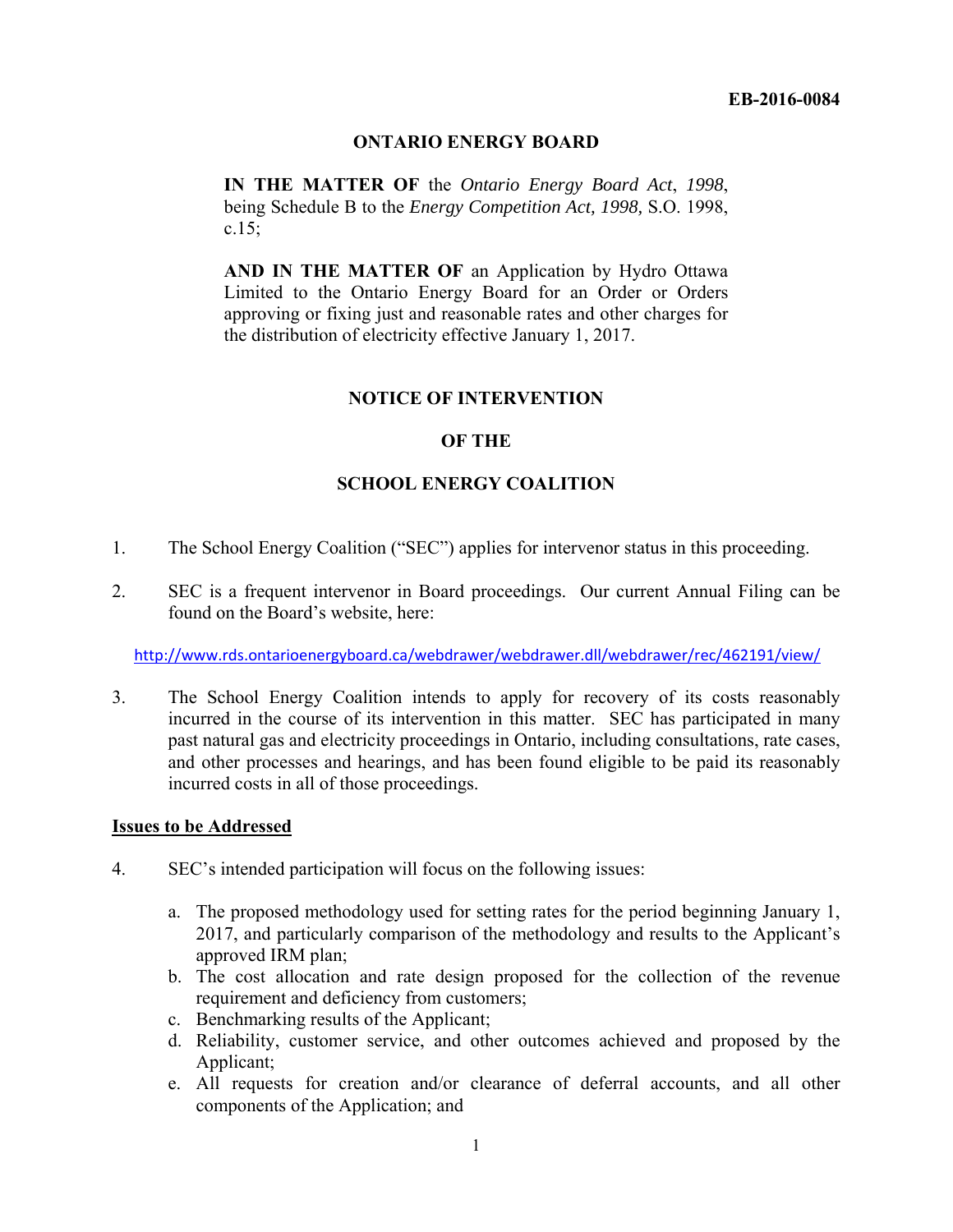**EB-2016-0084**

**ONTARIO ENERGY BOARD**

**IN THE MATTER OF** the *Ontario Energy Board Act*, *1998*, being Schedule B to the *Energy Competition Act, 1998,* S.O. 1998, c.15;

**AND IN THE MATTER OF** an Application by Hydro Ottawa Limited to the Ontario Energy Board for an Order or Orders approving or fixing just and reasonable rates and other charges for the distribution of electricity effective January 1, 2017.

**NOTICE OF INTERVENTION**

**OF THE**

**SCHOOL ENERGY COALITION**

1. The School Energy Coalition ("SEC") applies for intervenor status in this proceeding.

2. SEC is a frequent intervenor in Board proceedings. Our current Annual Filing can be found on the Board's website, here:

   http://www.rds.ontarioenergyboard.ca/webdrawer/webdrawer.dll/webdrawer/rec/462191/view/

3. The School Energy Coalition intends to apply for recovery of its costs reasonably incurred in the course of its intervention in this matter. SEC has participated in many past natural gas and electricity proceedings in Ontario, including consultations, rate cases, and other processes and hearings, and has been found eligible to be paid its reasonably incurred costs in all of those proceedings.

**Issues to be Addressed**

4. SEC's intended participation will focus on the following issues:

   a. The proposed methodology used for setting rates for the period beginning January 1, 2017, and particularly comparison of the methodology and results to the Applicant's approved IRM plan;
   b. The cost allocation and rate design proposed for the collection of the revenue requirement and deficiency from customers;
   c. Benchmarking results of the Applicant;
   d. Reliability, customer service, and other outcomes achieved and proposed by the Applicant;
   e. All requests for creation and/or clearance of deferral accounts, and all other components of the Application; and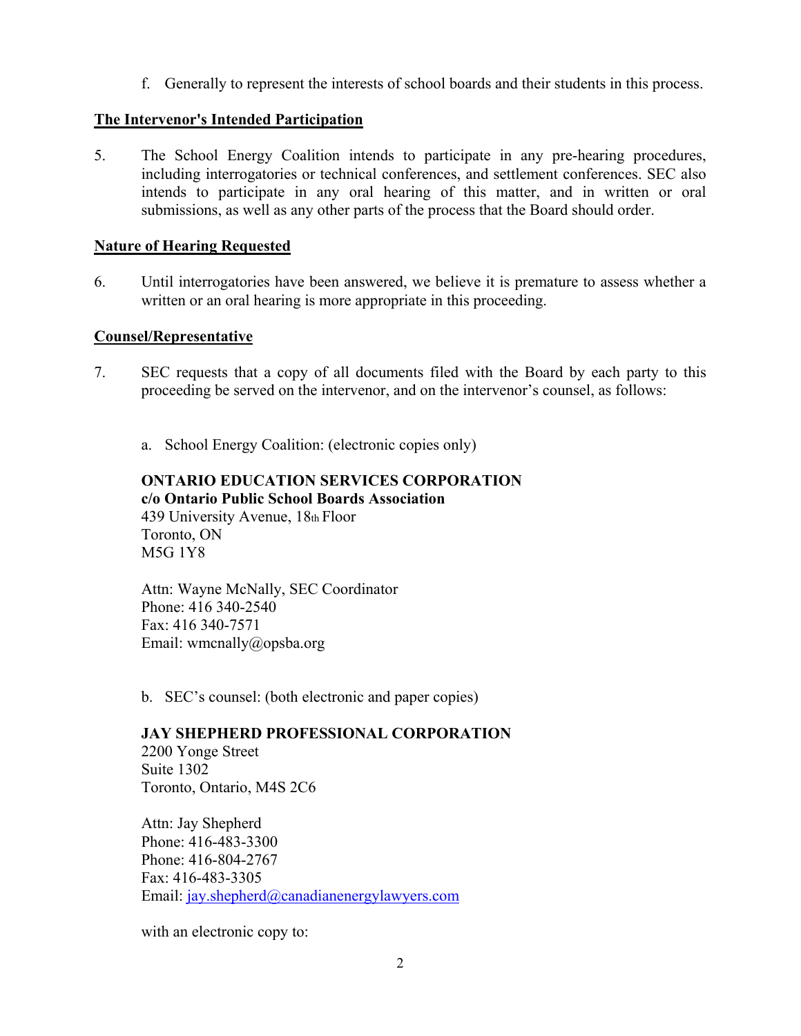f. Generally to represent the interests of school boards and their students in this process.

**The Intervenor's Intended Participation**

5. The School Energy Coalition intends to participate in any pre-hearing procedures, including interrogatories or technical conferences, and settlement conferences. SEC also intends to participate in any oral hearing of this matter, and in written or oral submissions, as well as any other parts of the process that the Board should order.

**Nature of Hearing Requested**

6. Until interrogatories have been answered, we believe it is premature to assess whether a written or an oral hearing is more appropriate in this proceeding.

**Counsel/Representative**

7. SEC requests that a copy of all documents filed with the Board by each party to this proceeding be served on the intervenor, and on the intervenor's counsel, as follows:

a. School Energy Coalition: (electronic copies only)

**ONTARIO EDUCATION SERVICES CORPORATION**
**c/o Ontario Public School Boards Association**
439 University Avenue, 18th Floor
Toronto, ON
M5G 1Y8

Attn: Wayne McNally, SEC Coordinator
Phone: 416 340-2540
Fax: 416 340-7571
Email: wmcnally@opsba.org

b. SEC's counsel: (both electronic and paper copies)

**JAY SHEPHERD PROFESSIONAL CORPORATION**
2200 Yonge Street
Suite 1302
Toronto, Ontario, M4S 2C6

Attn: Jay Shepherd
Phone: 416-483-3300
Phone: 416-804-2767
Fax: 416-483-3305
Email: jay.shepherd@canadianenergylawyers.com

with an electronic copy to: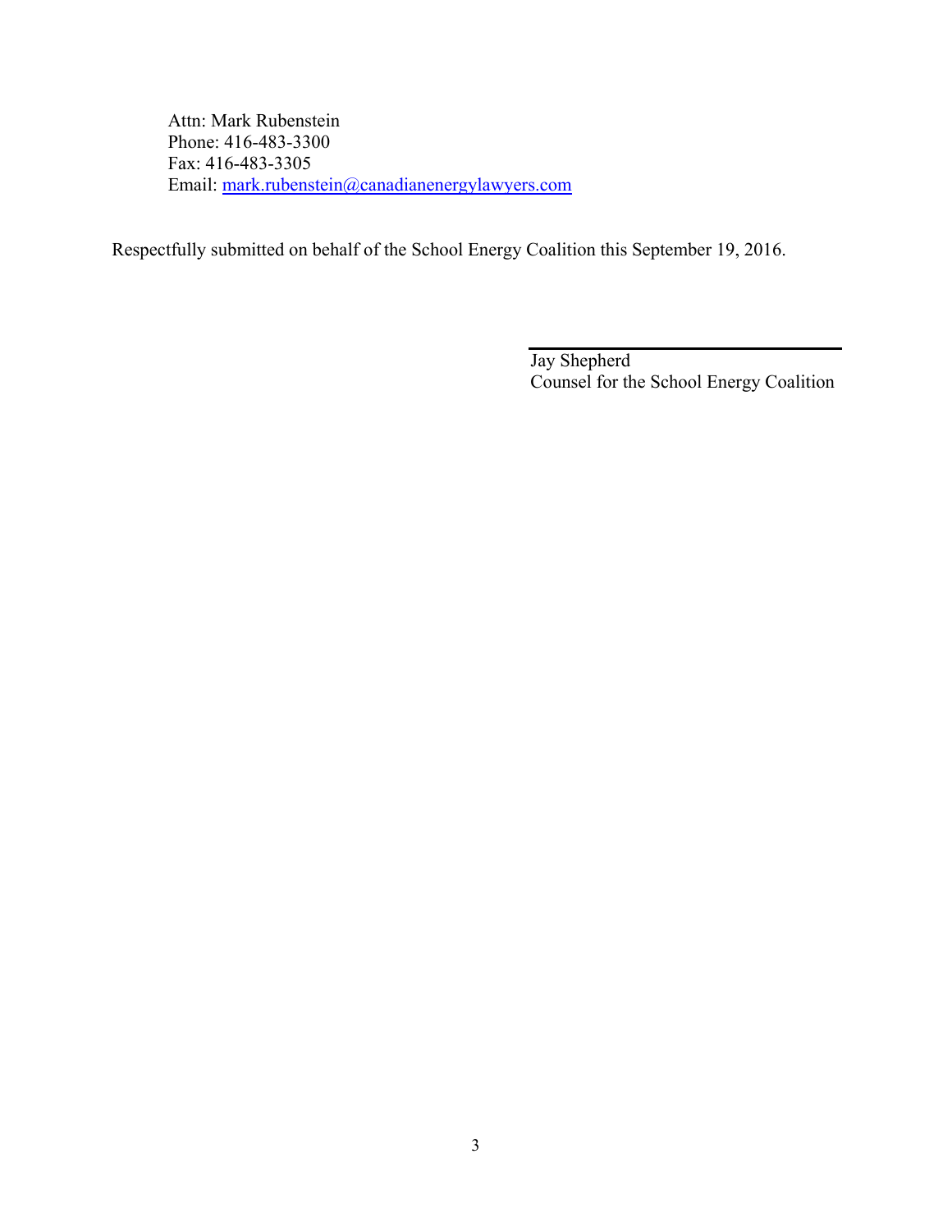Attn: Mark Rubenstein
Phone: 416-483-3300
Fax: 416-483-3305
Email: mark.rubenstein@canadianenergylawyers.com

Respectfully submitted on behalf of the School Energy Coalition this September 19, 2016.

Jay Shepherd
Counsel for the School Energy Coalition